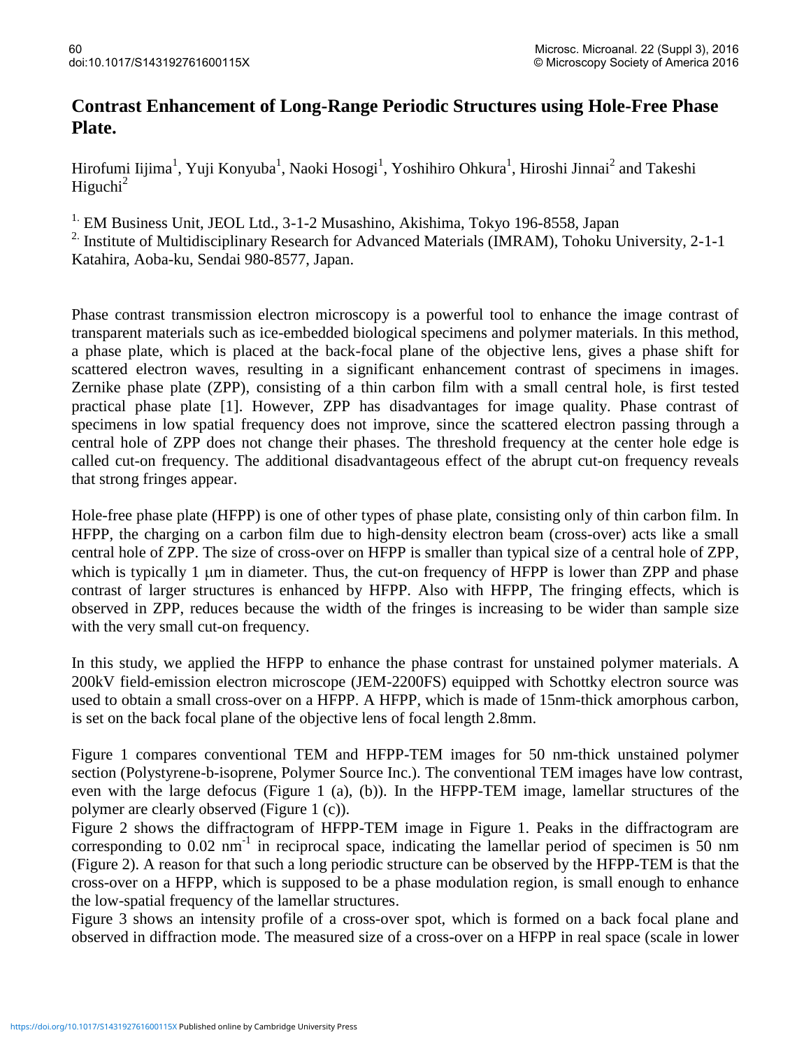# Contrast Enhancement of Long-Range Periodic Structures using Hole-Free Phase Plate.

Hirofumi Iijima[1], Yuji Konyuba[1], Naoki Hosogi[1], Yoshihiro Ohkura[1], Hiroshi Jinnai[2] and Takeshi Higuchi[2]

[1] EM Business Unit, JEOL Ltd., 3-1-2 Musashino, Akishima, Tokyo 196-8558, Japan

[2] Institute of Multidisciplinary Research for Advanced Materials (IMRAM), Tohoku University, 2-1-1 Katahira, Aoba-ku, Sendai 980-8577, Japan.

Phase contrast transmission electron microscopy is a powerful tool to enhance the image contrast of transparent materials such as ice-embedded biological specimens and polymer materials. In this method, a phase plate, which is placed at the back-focal plane of the objective lens, gives a phase shift for scattered electron waves, resulting in a significant enhancement contrast of specimens in images. Zernike phase plate (ZPP), consisting of a thin carbon film with a small central hole, is first tested practical phase plate [1]. However, ZPP has disadvantages for image quality. Phase contrast of specimens in low spatial frequency does not improve, since the scattered electron passing through a central hole of ZPP does not change their phases. The threshold frequency at the center hole edge is called cut-on frequency. The additional disadvantageous effect of the abrupt cut-on frequency reveals that strong fringes appear.

Hole-free phase plate (HFPP) is one of other types of phase plate, consisting only of thin carbon film. In HFPP, the charging on a carbon film due to high-density electron beam (cross-over) acts like a small central hole of ZPP. The size of cross-over on HFPP is smaller than typical size of a central hole of ZPP, which is typically 1 μm in diameter. Thus, the cut-on frequency of HFPP is lower than ZPP and phase contrast of larger structures is enhanced by HFPP. Also with HFPP, The fringing effects, which is observed in ZPP, reduces because the width of the fringes is increasing to be wider than sample size with the very small cut-on frequency.

In this study, we applied the HFPP to enhance the phase contrast for unstained polymer materials. A 200kV field-emission electron microscope (JEM-2200FS) equipped with Schottky electron source was used to obtain a small cross-over on a HFPP. A HFPP, which is made of 15nm-thick amorphous carbon, is set on the back focal plane of the objective lens of focal length 2.8mm.

Figure 1 compares conventional TEM and HFPP-TEM images for 50 nm-thick unstained polymer section (Polystyrene-b-isoprene, Polymer Source Inc.). The conventional TEM images have low contrast, even with the large defocus (Figure 1 (a), (b)). In the HFPP-TEM image, lamellar structures of the polymer are clearly observed (Figure 1 (c)).

Figure 2 shows the diffractogram of HFPP-TEM image in Figure 1. Peaks in the diffractogram are corresponding to 0.02 $nm^{-1}$ in reciprocal space, indicating the lamellar period of specimen is 50 nm (Figure 2). A reason for that such a long periodic structure can be observed by the HFPP-TEM is that the cross-over on a HFPP, which is supposed to be a phase modulation region, is small enough to enhance the low-spatial frequency of the lamellar structures.

Figure 3 shows an intensity profile of a cross-over spot, which is formed on a back focal plane and observed in diffraction mode. The measured size of a cross-over on a HFPP in real space (scale in lower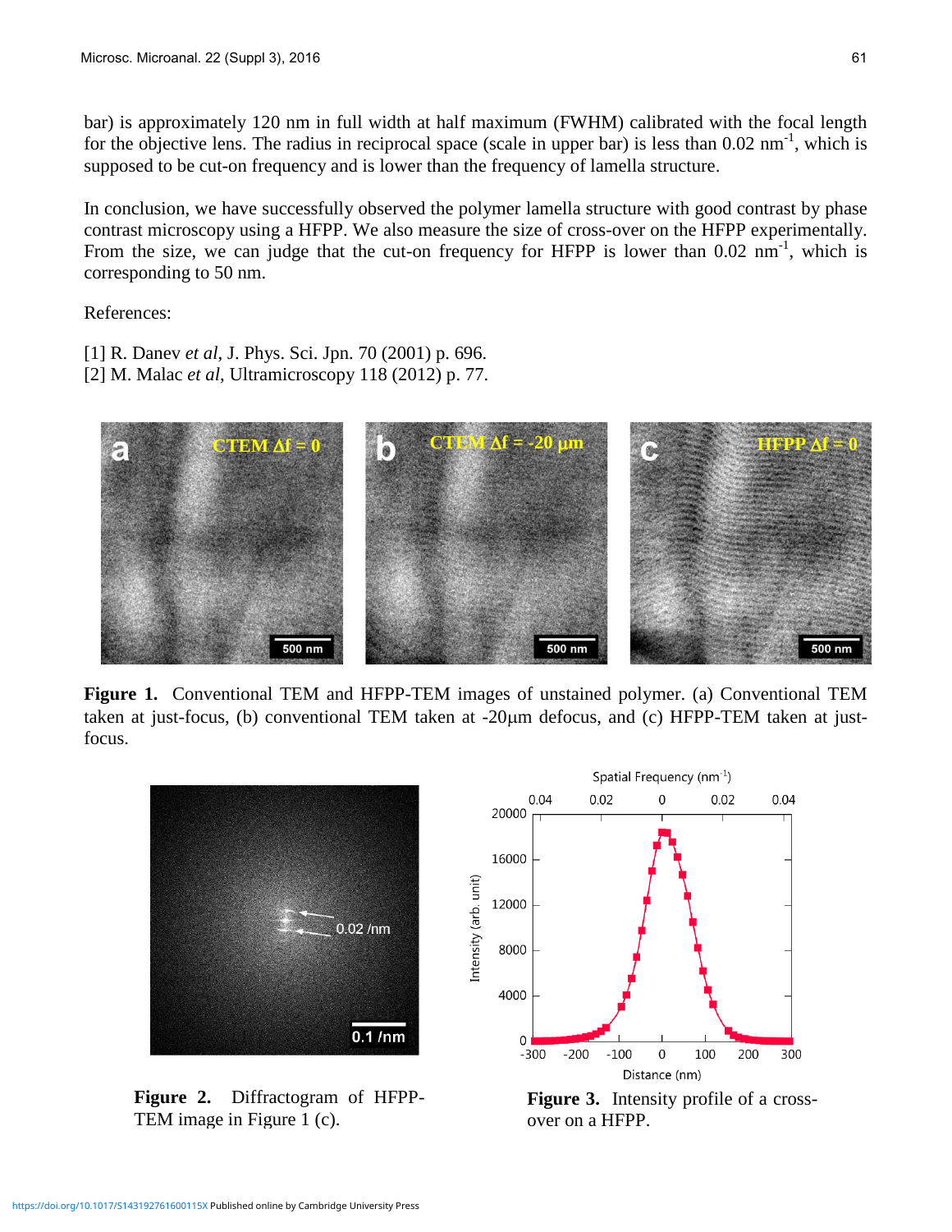bar) is approximately 120 nm in full width at half maximum (FWHM) calibrated with the focal length for the objective lens. The radius in reciprocal space (scale in upper bar) is less than 0.02 $nm^{-1}$, which is supposed to be cut-on frequency and is lower than the frequency of lamella structure.

In conclusion, we have successfully observed the polymer lamella structure with good contrast by phase contrast microscopy using a HFPP. We also measure the size of cross-over on the HFPP experimentally. From the size, we can judge that the cut-on frequency for HFPP is lower than 0.02 $nm^{-1}$, which is corresponding to 50 nm.

References:

[1] R. Danev *et al*, J. Phys. Sci. Jpn. 70 (2001) p. 696.
[2] M. Malac *et al*, Ultramicroscopy 118 (2012) p. 77.

a
CTEM Δf = 0
500 nm

b
CTEM Δf = -20 μm
500 nm

c
HFPP Δf = 0
500 nm

**Figure 1.** Conventional TEM and HFPP-TEM images of unstained polymer. (a) Conventional TEM taken at just-focus, (b) conventional TEM taken at -20μm defocus, and (c) HFPP-TEM taken at just-focus.

0.02 /nm
0.1 /nm

**Figure 2.** Diffractogram of HFPP-TEM image in Figure 1 (c).

Spatial Frequency ($nm^{-1}$)
0.04 0.02 0 0.02 0.04
Intensity (arb. unit)
20000 16000 12000 8000 4000 0
-300 -200 -100 0 100 200 300
Distance (nm)

**Figure 3.** Intensity profile of a cross-over on a HFPP.